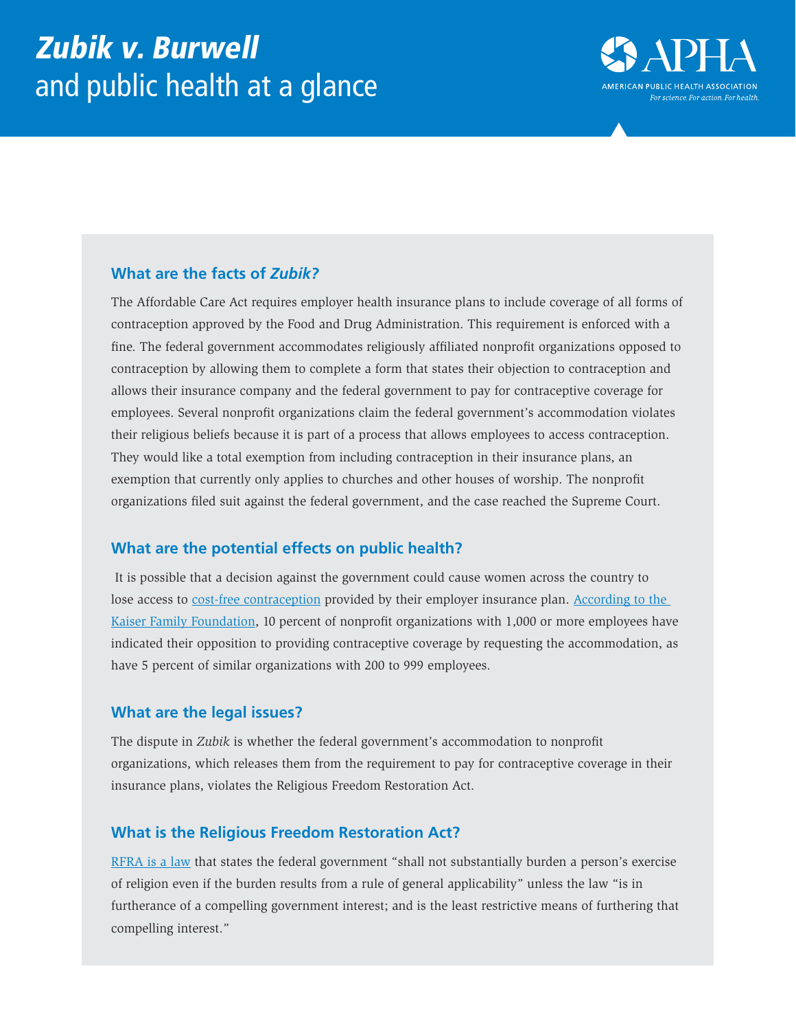# *Zubik v. Burwell* and public health at a glance

AMERICAN PUBLIC HEALTH ASSOCIATION
*For science. For action. For health.*

## What are the facts of *Zubik*?

The Affordable Care Act requires employer health insurance plans to include coverage of all forms of contraception approved by the Food and Drug Administration. This requirement is enforced with a fine. The federal government accommodates religiously affiliated nonprofit organizations opposed to contraception by allowing them to complete a form that states their objection to contraception and allows their insurance company and the federal government to pay for contraceptive coverage for employees. Several nonprofit organizations claim the federal government's accommodation violates their religious beliefs because it is part of a process that allows employees to access contraception. They would like a total exemption from including contraception in their insurance plans, an exemption that currently only applies to churches and other houses of worship. The nonprofit organizations filed suit against the federal government, and the case reached the Supreme Court.

## What are the potential effects on public health?

It is possible that a decision against the government could cause women across the country to lose access to cost-free contraception provided by their employer insurance plan. According to the Kaiser Family Foundation, 10 percent of nonprofit organizations with 1,000 or more employees have indicated their opposition to providing contraceptive coverage by requesting the accommodation, as have 5 percent of similar organizations with 200 to 999 employees.

## What are the legal issues?

The dispute in *Zubik* is whether the federal government's accommodation to nonprofit organizations, which releases them from the requirement to pay for contraceptive coverage in their insurance plans, violates the Religious Freedom Restoration Act.

## What is the Religious Freedom Restoration Act?

RFRA is a law that states the federal government "shall not substantially burden a person's exercise of religion even if the burden results from a rule of general applicability" unless the law "is in furtherance of a compelling government interest; and is the least restrictive means of furthering that compelling interest."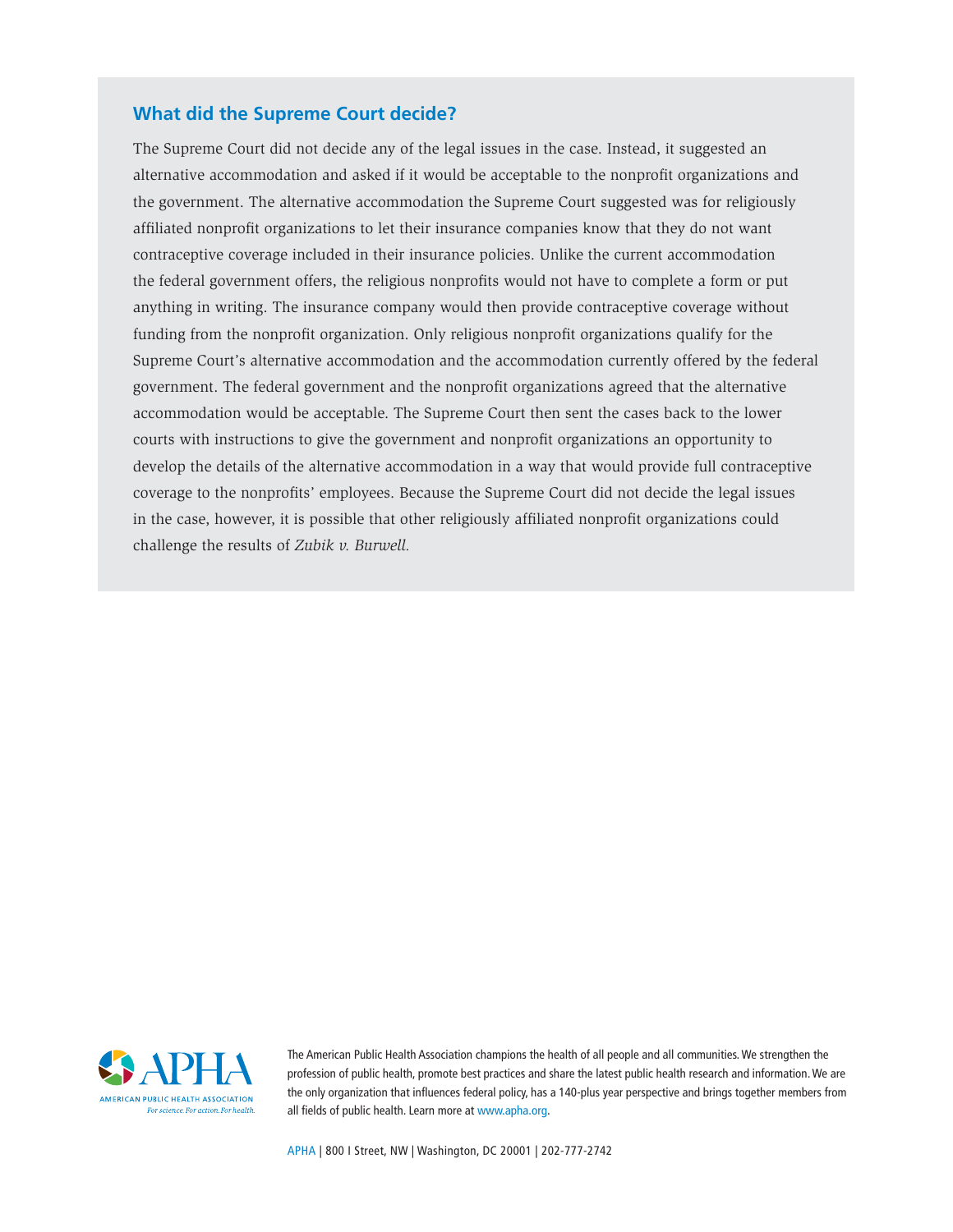## What did the Supreme Court decide?

The Supreme Court did not decide any of the legal issues in the case. Instead, it suggested an alternative accommodation and asked if it would be acceptable to the nonprofit organizations and the government. The alternative accommodation the Supreme Court suggested was for religiously affiliated nonprofit organizations to let their insurance companies know that they do not want contraceptive coverage included in their insurance policies. Unlike the current accommodation the federal government offers, the religious nonprofits would not have to complete a form or put anything in writing. The insurance company would then provide contraceptive coverage without funding from the nonprofit organization. Only religious nonprofit organizations qualify for the Supreme Court's alternative accommodation and the accommodation currently offered by the federal government. The federal government and the nonprofit organizations agreed that the alternative accommodation would be acceptable. The Supreme Court then sent the cases back to the lower courts with instructions to give the government and nonprofit organizations an opportunity to develop the details of the alternative accommodation in a way that would provide full contraceptive coverage to the nonprofits' employees. Because the Supreme Court did not decide the legal issues in the case, however, it is possible that other religiously affiliated nonprofit organizations could challenge the results of *Zubik v. Burwell.*

APHA
AMERICAN PUBLIC HEALTH ASSOCIATION
*For science. For action. For health.*

The American Public Health Association champions the health of all people and all communities. We strengthen the profession of public health, promote best practices and share the latest public health research and information. We are the only organization that influences federal policy, has a 140-plus year perspective and brings together members from all fields of public health. Learn more at www.apha.org.

APHA | 800 I Street, NW | Washington, DC 20001 | 202-777-2742